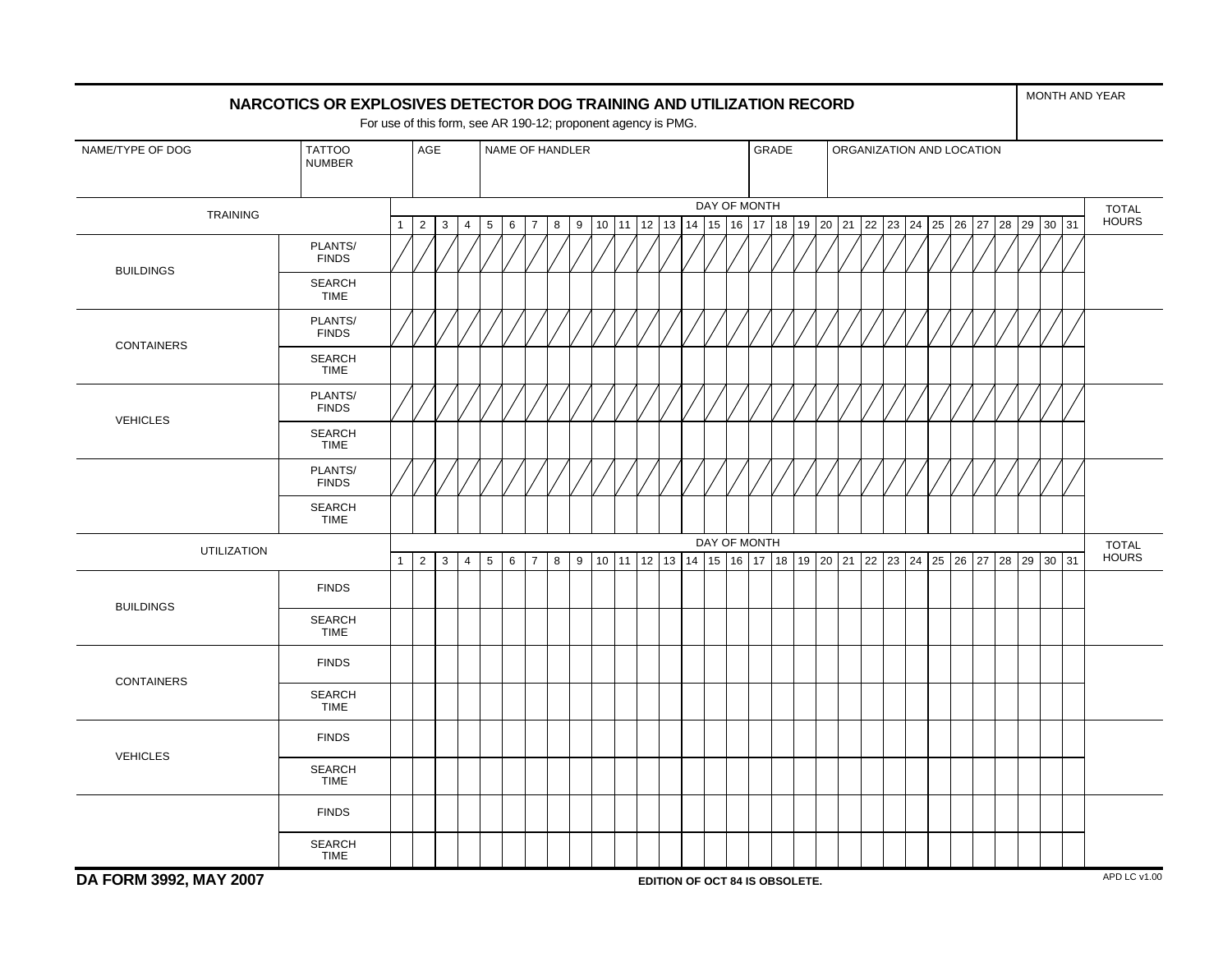# NARCOTICS OR EXPLOSIVES DETECTOR DOG TRAINING AND UTILIZATION RECORD

For use of this form, see AR 190-12; proponent agency is PMG.

| MONTH AND YEAR |
|---|
| |

| NAME/TYPE OF DOG | TATTOO NUMBER | AGE | NAME OF HANDLER | GRADE | ORGANIZATION AND LOCATION |
|---|---|---|---|---|---|
| | | | | | |

| TRAINING | | DAY OF MONTH | | | | | | | | | | | | | | | | | | | | | | | | | | | | | | | TOTAL HOURS |
|---|---|---|---|---|---|---|---|---|---|---|---|---|---|---|---|---|---|---|---|---|---|---|---|---|---|---|---|---|---|---|---|---|---|
| | | 1 | 2 | 3 | 4 | 5 | 6 | 7 | 8 | 9 | 10 | 11 | 12 | 13 | 14 | 15 | 16 | 17 | 18 | 19 | 20 | 21 | 22 | 23 | 24 | 25 | 26 | 27 | 28 | 29 | 30 | 31 | |
| BUILDINGS | PLANTS/ FINDS | / | / | / | / | / | / | / | / | / | / | / | / | / | / | / | / | / | / | / | / | / | / | / | / | / | / | / | / | / | / | / | |
| | SEARCH TIME | | | | | | | | | | | | | | | | | | | | | | | | | | | | | | | | |
| CONTAINERS | PLANTS/ FINDS | / | / | / | / | / | / | / | / | / | / | / | / | / | / | / | / | / | / | / | / | / | / | / | / | / | / | / | / | / | / | / | |
| | SEARCH TIME | | | | | | | | | | | | | | | | | | | | | | | | | | | | | | | | |
| VEHICLES | PLANTS/ FINDS | / | / | / | / | / | / | / | / | / | / | / | / | / | / | / | / | / | / | / | / | / | / | / | / | / | / | / | / | / | / | / | |
| | SEARCH TIME | | | | | | | | | | | | | | | | | | | | | | | | | | | | | | | | |
| | PLANTS/ FINDS | / | / | / | / | / | / | / | / | / | / | / | / | / | / | / | / | / | / | / | / | / | / | / | / | / | / | / | / | / | / | / | |
| | SEARCH TIME | | | | | | | | | | | | | | | | | | | | | | | | | | | | | | | | |

| UTILIZATION | | DAY OF MONTH | | | | | | | | | | | | | | | | | | | | | | | | | | | | | | | TOTAL HOURS |
|---|---|---|---|---|---|---|---|---|---|---|---|---|---|---|---|---|---|---|---|---|---|---|---|---|---|---|---|---|---|---|---|---|---|
| | | 1 | 2 | 3 | 4 | 5 | 6 | 7 | 8 | 9 | 10 | 11 | 12 | 13 | 14 | 15 | 16 | 17 | 18 | 19 | 20 | 21 | 22 | 23 | 24 | 25 | 26 | 27 | 28 | 29 | 30 | 31 | |
| BUILDINGS | FINDS | | | | | | | | | | | | | | | | | | | | | | | | | | | | | | | | |
| | SEARCH TIME | | | | | | | | | | | | | | | | | | | | | | | | | | | | | | | | |
| CONTAINERS | FINDS | | | | | | | | | | | | | | | | | | | | | | | | | | | | | | | | |
| | SEARCH TIME | | | | | | | | | | | | | | | | | | | | | | | | | | | | | | | | |
| VEHICLES | FINDS | | | | | | | | | | | | | | | | | | | | | | | | | | | | | | | | |
| | SEARCH TIME | | | | | | | | | | | | | | | | | | | | | | | | | | | | | | | | |
| | FINDS | | | | | | | | | | | | | | | | | | | | | | | | | | | | | | | | |
| | SEARCH TIME | | | | | | | | | | | | | | | | | | | | | | | | | | | | | | | | |

**DA FORM 3992, MAY 2007** **EDITION OF OCT 84 IS OBSOLETE.** APD LC v1.00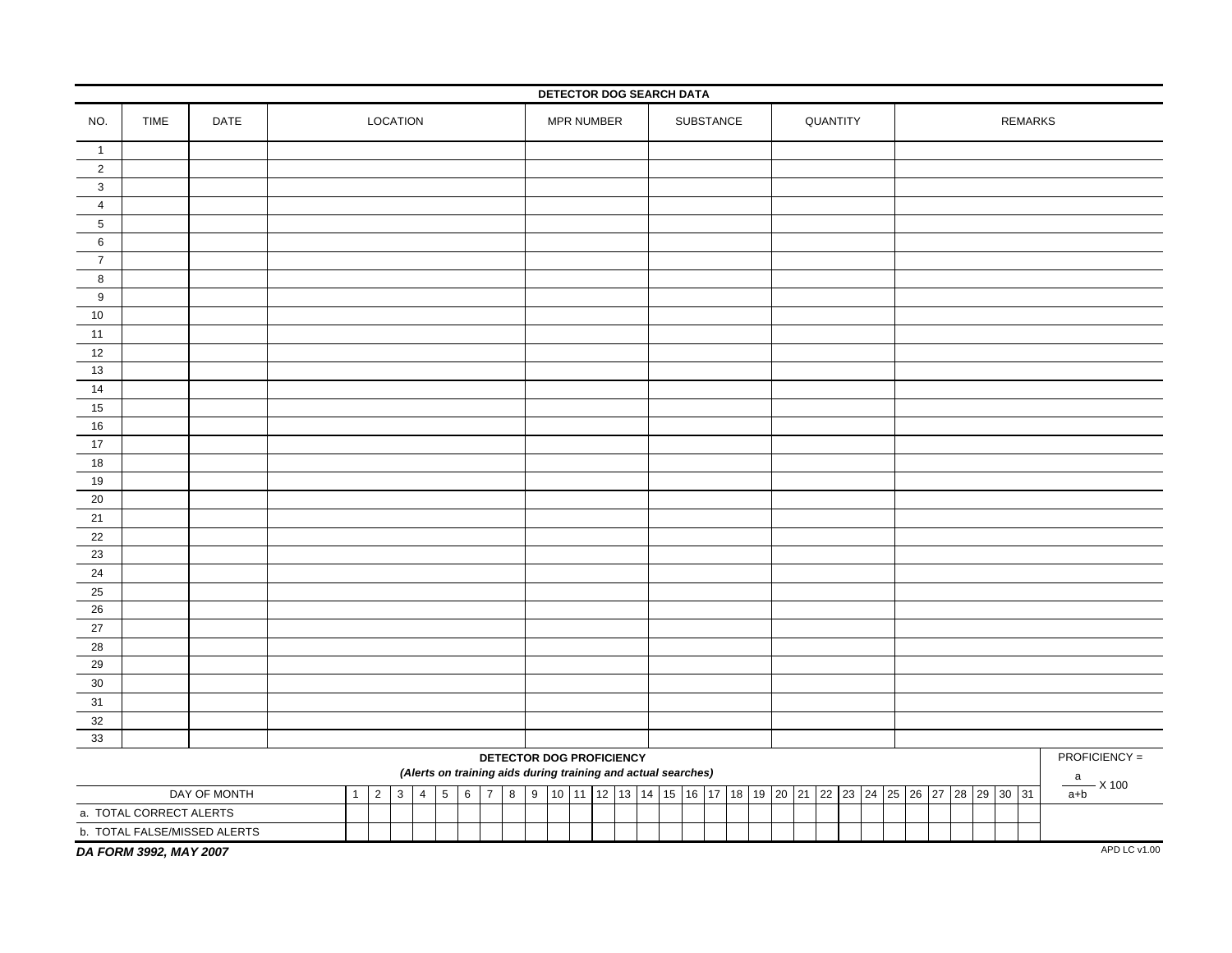## DETECTOR DOG SEARCH DATA

| NO. | TIME | DATE | LOCATION | MPR NUMBER | SUBSTANCE | QUANTITY | REMARKS |
|---|---|---|---|---|---|---|---|
| 1 | | | | | | | |
| 2 | | | | | | | |
| 3 | | | | | | | |
| 4 | | | | | | | |
| 5 | | | | | | | |
| 6 | | | | | | | |
| 7 | | | | | | | |
| 8 | | | | | | | |
| 9 | | | | | | | |
| 10 | | | | | | | |
| 11 | | | | | | | |
| 12 | | | | | | | |
| 13 | | | | | | | |
| 14 | | | | | | | |
| 15 | | | | | | | |
| 16 | | | | | | | |
| 17 | | | | | | | |
| 18 | | | | | | | |
| 19 | | | | | | | |
| 20 | | | | | | | |
| 21 | | | | | | | |
| 22 | | | | | | | |
| 23 | | | | | | | |
| 24 | | | | | | | |
| 25 | | | | | | | |
| 26 | | | | | | | |
| 27 | | | | | | | |
| 28 | | | | | | | |
| 29 | | | | | | | |
| 30 | | | | | | | |
| 31 | | | | | | | |
| 32 | | | | | | | |
| 33 | | | | | | | |

## DETECTOR DOG PROFICIENCY

***(Alerts on training aids during training and actual searches)***

PROFICIENCY = $\frac{a}{a+b} \times 100$

| DAY OF MONTH | 1 | 2 | 3 | 4 | 5 | 6 | 7 | 8 | 9 | 10 | 11 | 12 | 13 | 14 | 15 | 16 | 17 | 18 | 19 | 20 | 21 | 22 | 23 | 24 | 25 | 26 | 27 | 28 | 29 | 30 | 31 | PROFICIENCY |
|---|---|---|---|---|---|---|---|---|---|---|---|---|---|---|---|---|---|---|---|---|---|---|---|---|---|---|---|---|---|---|---|---|
| a. TOTAL CORRECT ALERTS | | | | | | | | | | | | | | | | | | | | | | | | | | | | | | | | |
| b. TOTAL FALSE/MISSED ALERTS | | | | | | | | | | | | | | | | | | | | | | | | | | | | | | | | |

***DA FORM 3992, MAY 2007***

APD LC v1.00